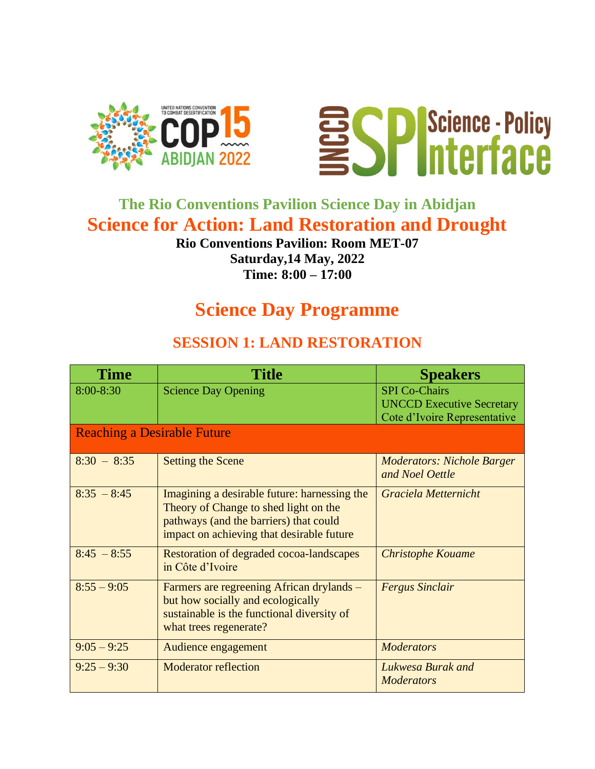## The Rio Conventions Pavilion Science Day in Abidjan

# Science for Action: Land Restoration and Drought

**Rio Conventions Pavilion: Room MET-07**
**Saturday,14 May, 2022**
**Time: 8:00 – 17:00**

# Science Day Programme

## SESSION 1: LAND RESTORATION

| Time | Title | Speakers |
|---|---|---|
| 8:00-8:30 | Science Day Opening | SPI Co-Chairs<br>UNCCD Executive Secretary<br>Cote d'Ivoire Representative |
| Reaching a Desirable Future | | |
| 8:30 – 8:35 | Setting the Scene | *Moderators: Nichole Barger and Noel Oettle* |
| 8:35 – 8:45 | Imagining a desirable future: harnessing the Theory of Change to shed light on the pathways (and the barriers) that could impact on achieving that desirable future | *Graciela Metternicht* |
| 8:45 – 8:55 | Restoration of degraded cocoa-landscapes in Côte d'Ivoire | *Christophe Kouame* |
| 8:55 – 9:05 | Farmers are regreening African drylands – but how socially and ecologically sustainable is the functional diversity of what trees regenerate? | *Fergus Sinclair* |
| 9:05 – 9:25 | Audience engagement | *Moderators* |
| 9:25 – 9:30 | Moderator reflection | *Lukwesa Burak and Moderators* |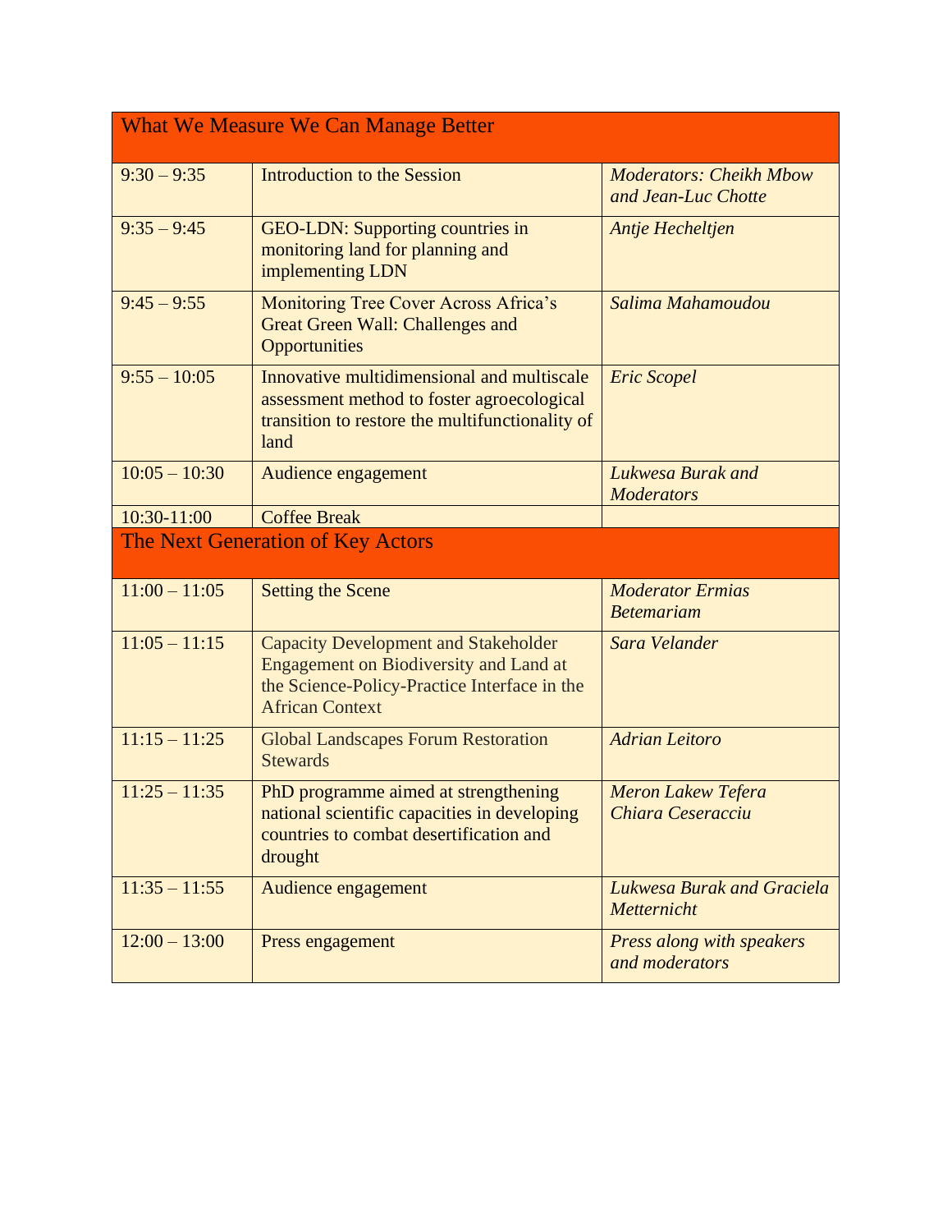| What We Measure We Can Manage Better | | |
|---|---|---|
| 9:30 – 9:35 | Introduction to the Session | *Moderators: Cheikh Mbow and Jean-Luc Chotte* |
| 9:35 – 9:45 | GEO-LDN: Supporting countries in monitoring land for planning and implementing LDN | *Antje Hecheltjen* |
| 9:45 – 9:55 | Monitoring Tree Cover Across Africa's Great Green Wall: Challenges and Opportunities | *Salima Mahamoudou* |
| 9:55 – 10:05 | Innovative multidimensional and multiscale assessment method to foster agroecological transition to restore the multifunctionality of land | *Eric Scopel* |
| 10:05 – 10:30 | Audience engagement | *Lukwesa Burak and Moderators* |
| 10:30-11:00 | Coffee Break | |
| **The Next Generation of Key Actors** | | |
| 11:00 – 11:05 | Setting the Scene | *Moderator Ermias Betemariam* |
| 11:05 – 11:15 | Capacity Development and Stakeholder Engagement on Biodiversity and Land at the Science-Policy-Practice Interface in the African Context | *Sara Velander* |
| 11:15 – 11:25 | Global Landscapes Forum Restoration Stewards | *Adrian Leitoro* |
| 11:25 – 11:35 | PhD programme aimed at strengthening national scientific capacities in developing countries to combat desertification and drought | *Meron Lakew Tefera Chiara Ceseracciu* |
| 11:35 – 11:55 | Audience engagement | *Lukwesa Burak and Graciela Metternicht* |
| 12:00 – 13:00 | Press engagement | *Press along with speakers and moderators* |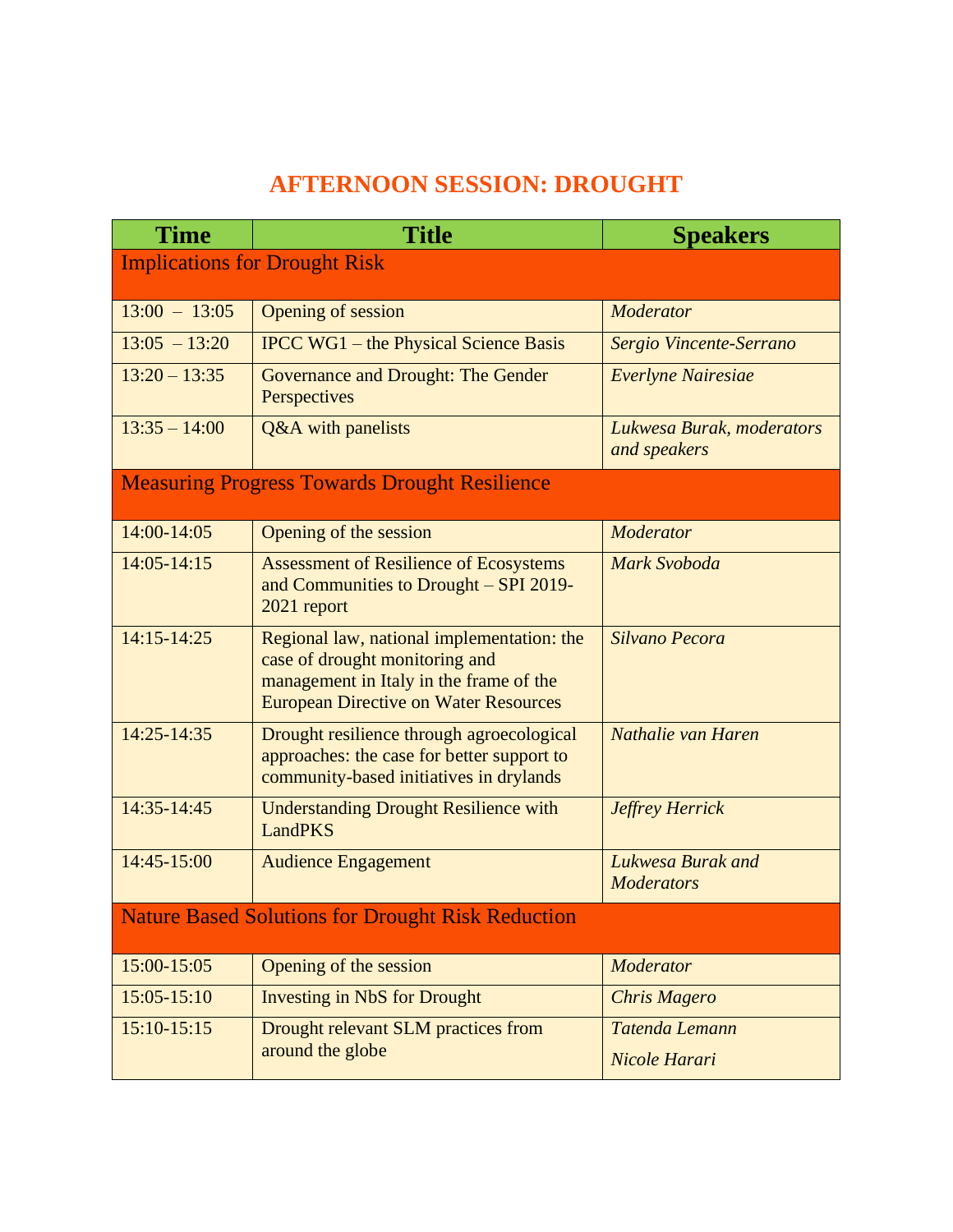# AFTERNOON SESSION: DROUGHT

| Time | Title | Speakers |
|---|---|---|
| **Implications for Drought Risk** | | |
| 13:00 – 13:05 | Opening of session | *Moderator* |
| 13:05 – 13:20 | IPCC WG1 – the Physical Science Basis | *Sergio Vincente-Serrano* |
| 13:20 – 13:35 | Governance and Drought: The Gender Perspectives | *Everlyne Nairesiae* |
| 13:35 – 14:00 | Q&A with panelists | *Lukwesa Burak, moderators and speakers* |
| **Measuring Progress Towards Drought Resilience** | | |
| 14:00-14:05 | Opening of the session | *Moderator* |
| 14:05-14:15 | Assessment of Resilience of Ecosystems and Communities to Drought – SPI 2019-2021 report | *Mark Svoboda* |
| 14:15-14:25 | Regional law, national implementation: the case of drought monitoring and management in Italy in the frame of the European Directive on Water Resources | *Silvano Pecora* |
| 14:25-14:35 | Drought resilience through agroecological approaches: the case for better support to community-based initiatives in drylands | *Nathalie van Haren* |
| 14:35-14:45 | Understanding Drought Resilience with LandPKS | *Jeffrey Herrick* |
| 14:45-15:00 | Audience Engagement | *Lukwesa Burak and Moderators* |
| **Nature Based Solutions for Drought Risk Reduction** | | |
| 15:00-15:05 | Opening of the session | *Moderator* |
| 15:05-15:10 | Investing in NbS for Drought | *Chris Magero* |
| 15:10-15:15 | Drought relevant SLM practices from around the globe | *Tatenda Lemann*<br>*Nicole Harari* |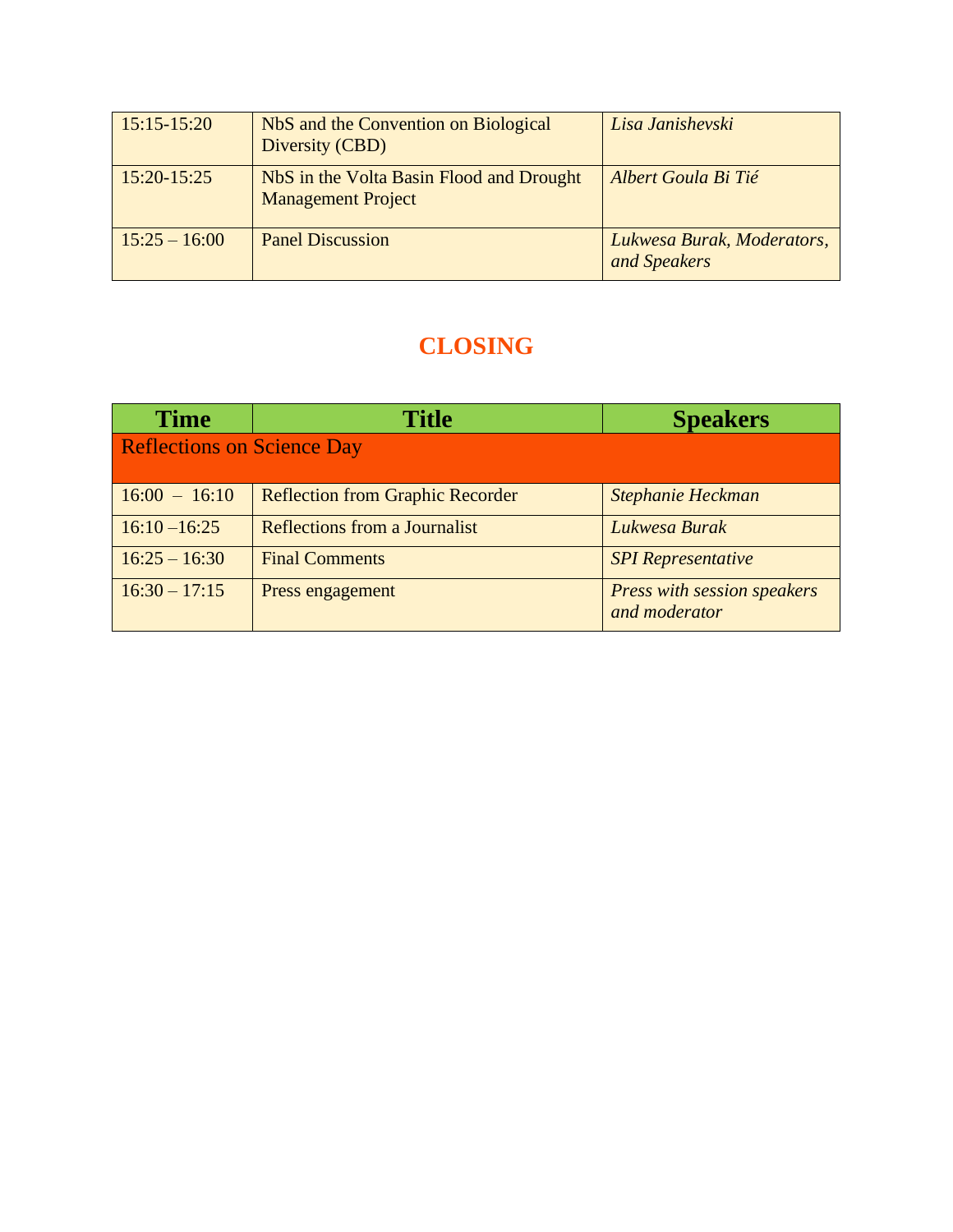| | | |
|---|---|---|
| 15:15-15:20 | NbS and the Convention on Biological Diversity (CBD) | *Lisa Janishevski* |
| 15:20-15:25 | NbS in the Volta Basin Flood and Drought Management Project | *Albert Goula Bi Tié* |
| 15:25 – 16:00 | Panel Discussion | *Lukwesa Burak, Moderators, and Speakers* |

## CLOSING

| Time | Title | Speakers |
|---|---|---|
| Reflections on Science Day | | |
| 16:00 – 16:10 | Reflection from Graphic Recorder | *Stephanie Heckman* |
| 16:10 –16:25 | Reflections from a Journalist | *Lukwesa Burak* |
| 16:25 – 16:30 | Final Comments | *SPI Representative* |
| 16:30 – 17:15 | Press engagement | *Press with session speakers and moderator* |